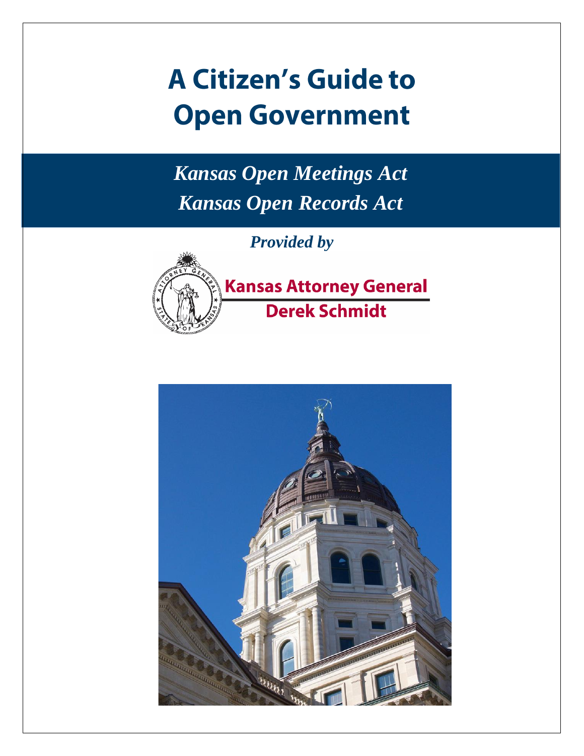# A Citizen's Guide to Open Government

***Kansas Open Meetings Act***

***Kansas Open Records Act***

***Provided by***

**Kansas Attorney General**

**Derek Schmidt**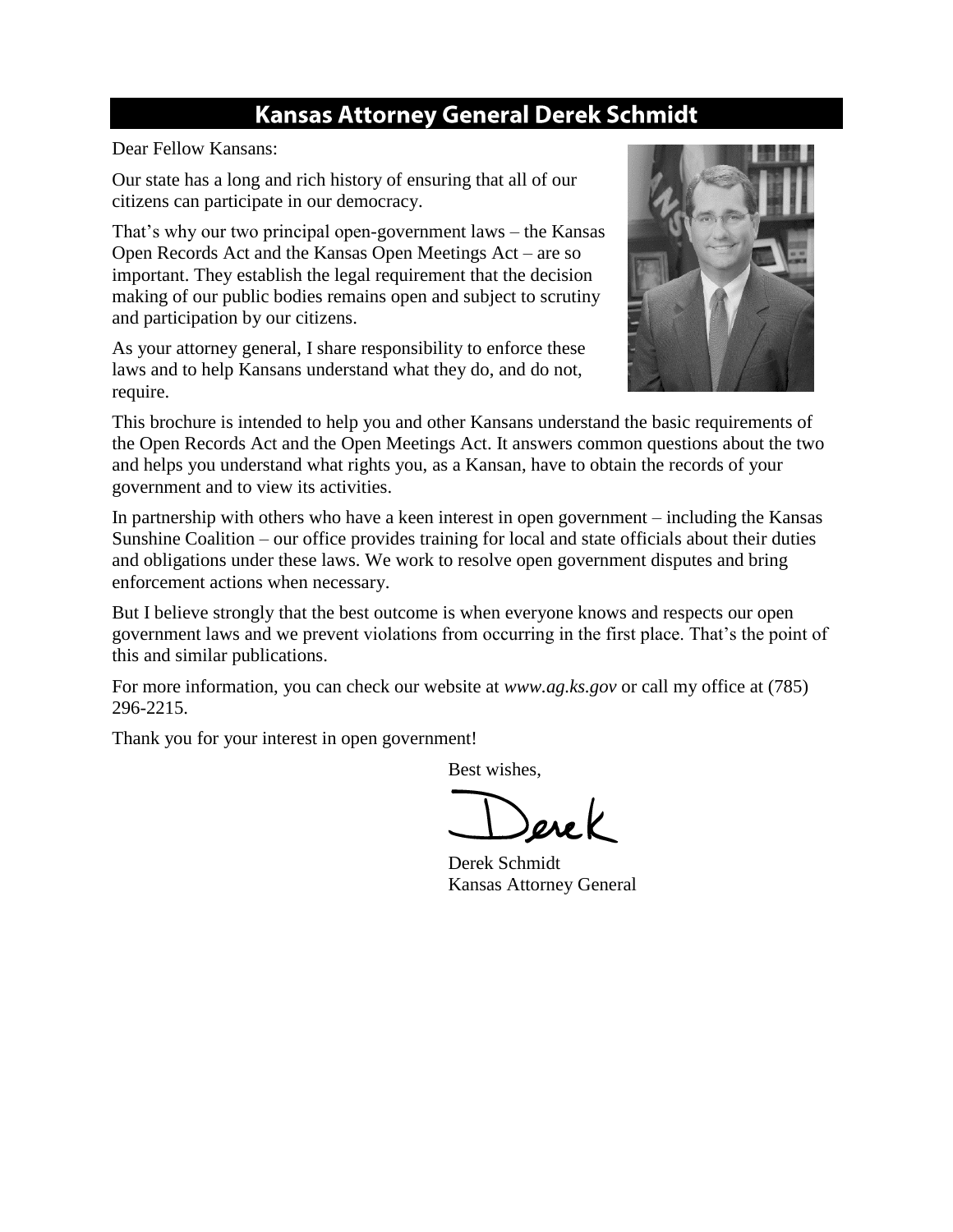# Kansas Attorney General Derek Schmidt

Dear Fellow Kansans:

Our state has a long and rich history of ensuring that all of our citizens can participate in our democracy.

That's why our two principal open-government laws – the Kansas Open Records Act and the Kansas Open Meetings Act – are so important. They establish the legal requirement that the decision making of our public bodies remains open and subject to scrutiny and participation by our citizens.

As your attorney general, I share responsibility to enforce these laws and to help Kansans understand what they do, and do not, require.

This brochure is intended to help you and other Kansans understand the basic requirements of the Open Records Act and the Open Meetings Act. It answers common questions about the two and helps you understand what rights you, as a Kansan, have to obtain the records of your government and to view its activities.

In partnership with others who have a keen interest in open government – including the Kansas Sunshine Coalition – our office provides training for local and state officials about their duties and obligations under these laws. We work to resolve open government disputes and bring enforcement actions when necessary.

But I believe strongly that the best outcome is when everyone knows and respects our open government laws and we prevent violations from occurring in the first place. That's the point of this and similar publications.

For more information, you can check our website at *www.ag.ks.gov* or call my office at (785) 296-2215.

Thank you for your interest in open government!

Best wishes,

Derek

Derek Schmidt
Kansas Attorney General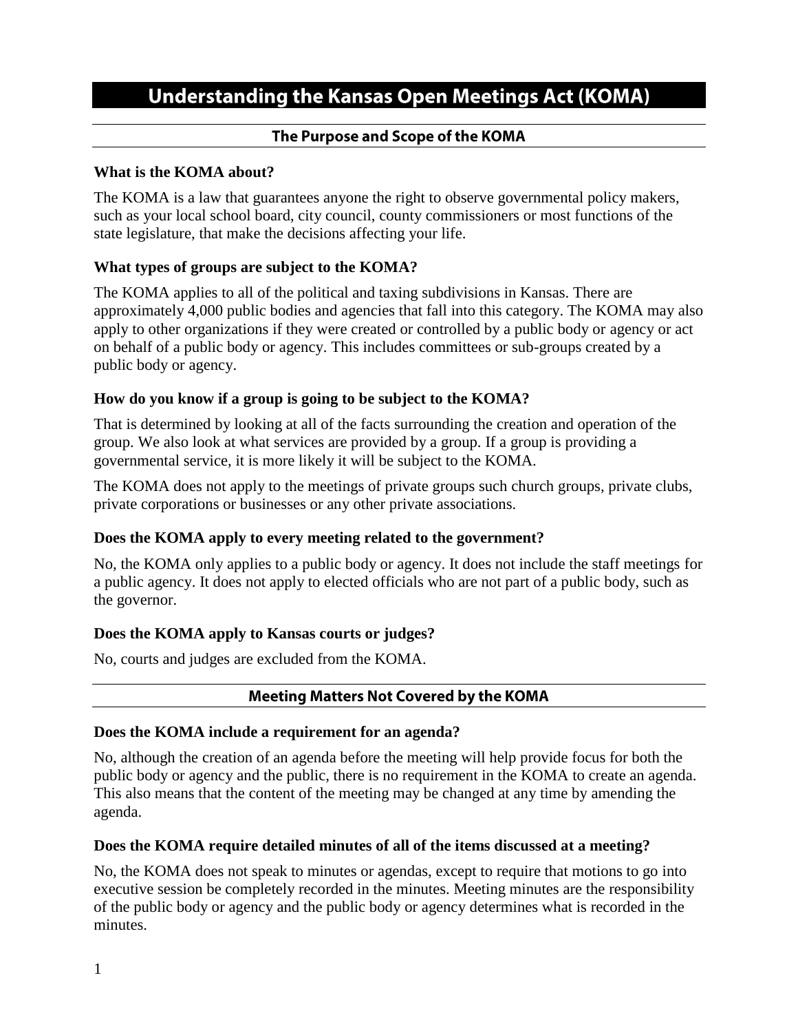# Understanding the Kansas Open Meetings Act (KOMA)

## The Purpose and Scope of the KOMA

**What is the KOMA about?**

The KOMA is a law that guarantees anyone the right to observe governmental policy makers, such as your local school board, city council, county commissioners or most functions of the state legislature, that make the decisions affecting your life.

**What types of groups are subject to the KOMA?**

The KOMA applies to all of the political and taxing subdivisions in Kansas. There are approximately 4,000 public bodies and agencies that fall into this category. The KOMA may also apply to other organizations if they were created or controlled by a public body or agency or act on behalf of a public body or agency. This includes committees or sub-groups created by a public body or agency.

**How do you know if a group is going to be subject to the KOMA?**

That is determined by looking at all of the facts surrounding the creation and operation of the group. We also look at what services are provided by a group. If a group is providing a governmental service, it is more likely it will be subject to the KOMA.

The KOMA does not apply to the meetings of private groups such church groups, private clubs, private corporations or businesses or any other private associations.

**Does the KOMA apply to every meeting related to the government?**

No, the KOMA only applies to a public body or agency. It does not include the staff meetings for a public agency. It does not apply to elected officials who are not part of a public body, such as the governor.

**Does the KOMA apply to Kansas courts or judges?**

No, courts and judges are excluded from the KOMA.

## Meeting Matters Not Covered by the KOMA

**Does the KOMA include a requirement for an agenda?**

No, although the creation of an agenda before the meeting will help provide focus for both the public body or agency and the public, there is no requirement in the KOMA to create an agenda. This also means that the content of the meeting may be changed at any time by amending the agenda.

**Does the KOMA require detailed minutes of all of the items discussed at a meeting?**

No, the KOMA does not speak to minutes or agendas, except to require that motions to go into executive session be completely recorded in the minutes. Meeting minutes are the responsibility of the public body or agency and the public body or agency determines what is recorded in the minutes.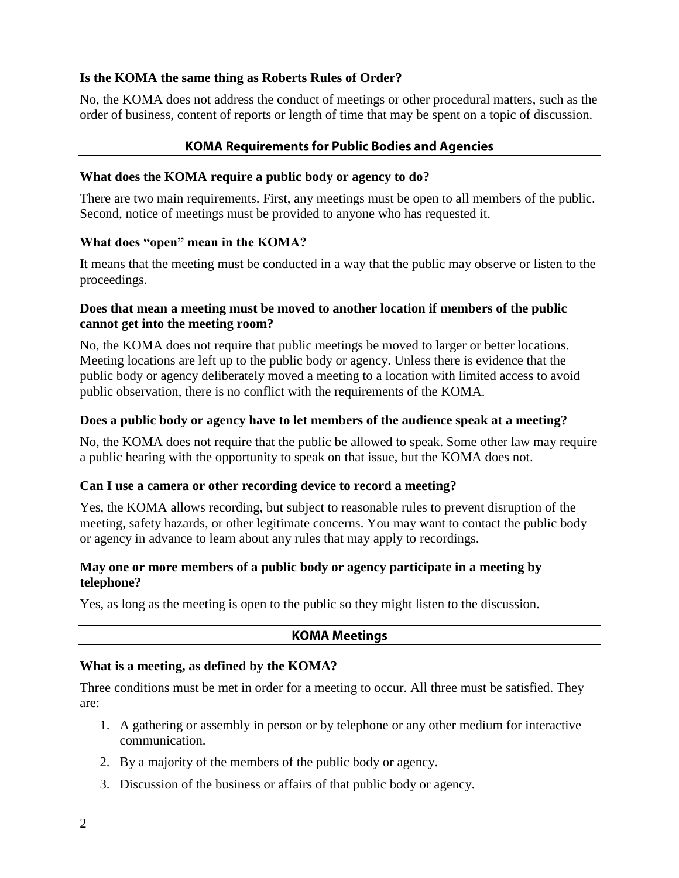**Is the KOMA the same thing as Roberts Rules of Order?**

No, the KOMA does not address the conduct of meetings or other procedural matters, such as the order of business, content of reports or length of time that may be spent on a topic of discussion.

## KOMA Requirements for Public Bodies and Agencies

**What does the KOMA require a public body or agency to do?**

There are two main requirements. First, any meetings must be open to all members of the public. Second, notice of meetings must be provided to anyone who has requested it.

**What does "open" mean in the KOMA?**

It means that the meeting must be conducted in a way that the public may observe or listen to the proceedings.

**Does that mean a meeting must be moved to another location if members of the public cannot get into the meeting room?**

No, the KOMA does not require that public meetings be moved to larger or better locations. Meeting locations are left up to the public body or agency. Unless there is evidence that the public body or agency deliberately moved a meeting to a location with limited access to avoid public observation, there is no conflict with the requirements of the KOMA.

**Does a public body or agency have to let members of the audience speak at a meeting?**

No, the KOMA does not require that the public be allowed to speak. Some other law may require a public hearing with the opportunity to speak on that issue, but the KOMA does not.

**Can I use a camera or other recording device to record a meeting?**

Yes, the KOMA allows recording, but subject to reasonable rules to prevent disruption of the meeting, safety hazards, or other legitimate concerns. You may want to contact the public body or agency in advance to learn about any rules that may apply to recordings.

**May one or more members of a public body or agency participate in a meeting by telephone?**

Yes, as long as the meeting is open to the public so they might listen to the discussion.

## KOMA Meetings

**What is a meeting, as defined by the KOMA?**

Three conditions must be met in order for a meeting to occur. All three must be satisfied. They are:

1. A gathering or assembly in person or by telephone or any other medium for interactive communication.
2. By a majority of the members of the public body or agency.
3. Discussion of the business or affairs of that public body or agency.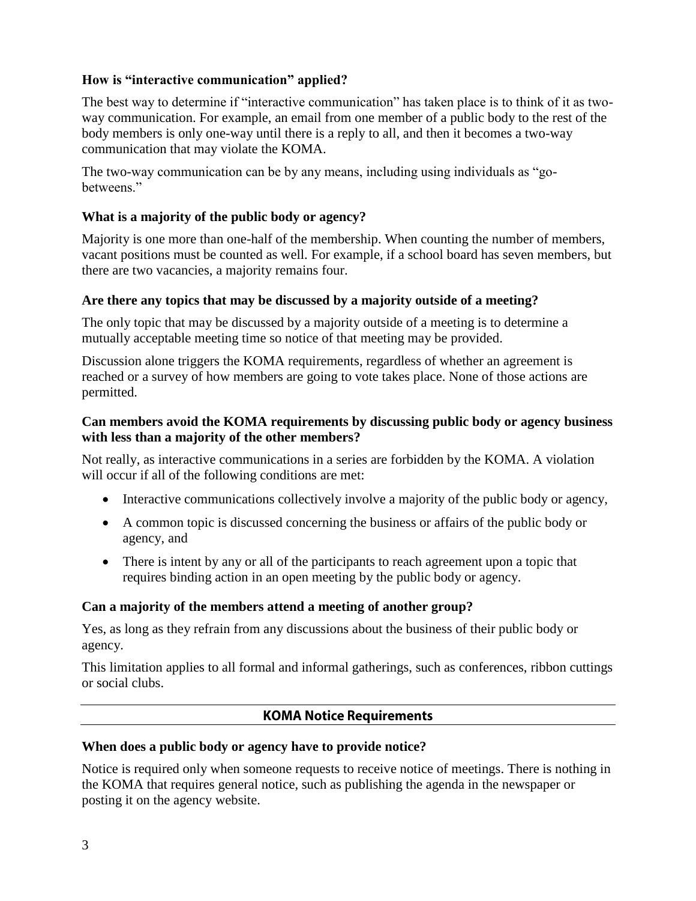### How is "interactive communication" applied?

The best way to determine if "interactive communication" has taken place is to think of it as two-way communication. For example, an email from one member of a public body to the rest of the body members is only one-way until there is a reply to all, and then it becomes a two-way communication that may violate the KOMA.

The two-way communication can be by any means, including using individuals as "go-betweens."

### What is a majority of the public body or agency?

Majority is one more than one-half of the membership. When counting the number of members, vacant positions must be counted as well. For example, if a school board has seven members, but there are two vacancies, a majority remains four.

### Are there any topics that may be discussed by a majority outside of a meeting?

The only topic that may be discussed by a majority outside of a meeting is to determine a mutually acceptable meeting time so notice of that meeting may be provided.

Discussion alone triggers the KOMA requirements, regardless of whether an agreement is reached or a survey of how members are going to vote takes place. None of those actions are permitted.

### Can members avoid the KOMA requirements by discussing public body or agency business with less than a majority of the other members?

Not really, as interactive communications in a series are forbidden by the KOMA. A violation will occur if all of the following conditions are met:

- Interactive communications collectively involve a majority of the public body or agency,
- A common topic is discussed concerning the business or affairs of the public body or agency, and
- There is intent by any or all of the participants to reach agreement upon a topic that requires binding action in an open meeting by the public body or agency.

### Can a majority of the members attend a meeting of another group?

Yes, as long as they refrain from any discussions about the business of their public body or agency.

This limitation applies to all formal and informal gatherings, such as conferences, ribbon cuttings or social clubs.

## KOMA Notice Requirements

### When does a public body or agency have to provide notice?

Notice is required only when someone requests to receive notice of meetings. There is nothing in the KOMA that requires general notice, such as publishing the agenda in the newspaper or posting it on the agency website.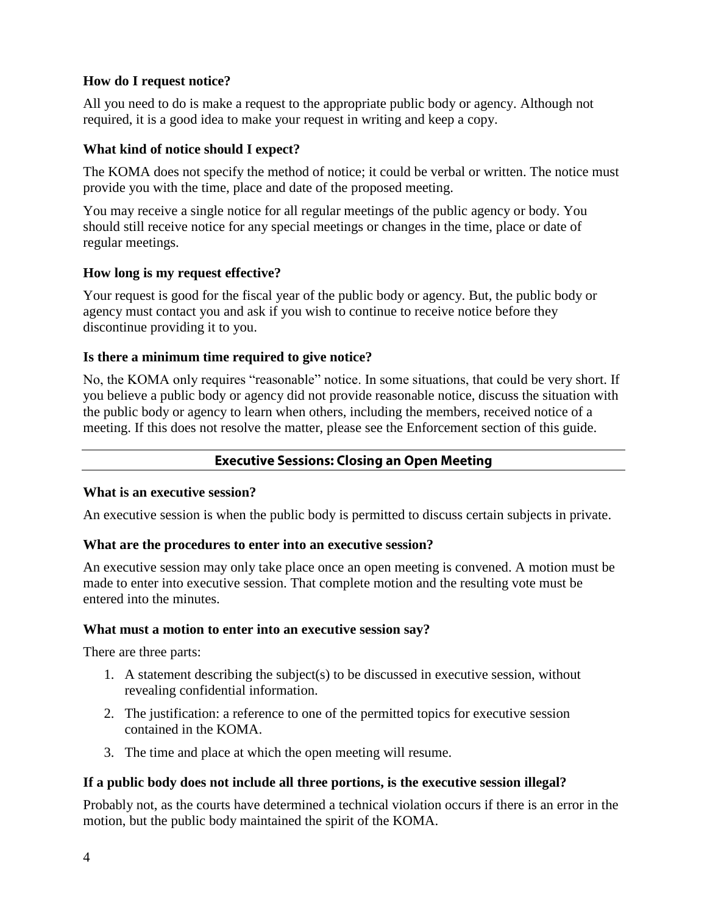### How do I request notice?

All you need to do is make a request to the appropriate public body or agency. Although not required, it is a good idea to make your request in writing and keep a copy.

### What kind of notice should I expect?

The KOMA does not specify the method of notice; it could be verbal or written. The notice must provide you with the time, place and date of the proposed meeting.

You may receive a single notice for all regular meetings of the public agency or body. You should still receive notice for any special meetings or changes in the time, place or date of regular meetings.

### How long is my request effective?

Your request is good for the fiscal year of the public body or agency. But, the public body or agency must contact you and ask if you wish to continue to receive notice before they discontinue providing it to you.

### Is there a minimum time required to give notice?

No, the KOMA only requires "reasonable" notice. In some situations, that could be very short. If you believe a public body or agency did not provide reasonable notice, discuss the situation with the public body or agency to learn when others, including the members, received notice of a meeting. If this does not resolve the matter, please see the Enforcement section of this guide.

## Executive Sessions: Closing an Open Meeting

### What is an executive session?

An executive session is when the public body is permitted to discuss certain subjects in private.

### What are the procedures to enter into an executive session?

An executive session may only take place once an open meeting is convened. A motion must be made to enter into executive session. That complete motion and the resulting vote must be entered into the minutes.

### What must a motion to enter into an executive session say?

There are three parts:

1. A statement describing the subject(s) to be discussed in executive session, without revealing confidential information.
2. The justification: a reference to one of the permitted topics for executive session contained in the KOMA.
3. The time and place at which the open meeting will resume.

### If a public body does not include all three portions, is the executive session illegal?

Probably not, as the courts have determined a technical violation occurs if there is an error in the motion, but the public body maintained the spirit of the KOMA.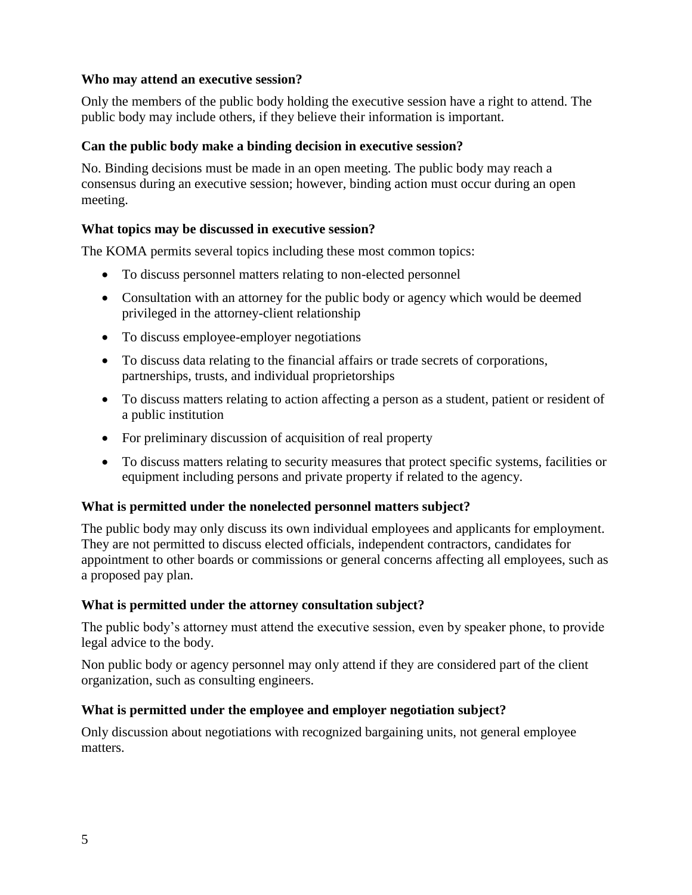### Who may attend an executive session?

Only the members of the public body holding the executive session have a right to attend. The public body may include others, if they believe their information is important.

### Can the public body make a binding decision in executive session?

No. Binding decisions must be made in an open meeting. The public body may reach a consensus during an executive session; however, binding action must occur during an open meeting.

### What topics may be discussed in executive session?

The KOMA permits several topics including these most common topics:

- To discuss personnel matters relating to non-elected personnel
- Consultation with an attorney for the public body or agency which would be deemed privileged in the attorney-client relationship
- To discuss employee-employer negotiations
- To discuss data relating to the financial affairs or trade secrets of corporations, partnerships, trusts, and individual proprietorships
- To discuss matters relating to action affecting a person as a student, patient or resident of a public institution
- For preliminary discussion of acquisition of real property
- To discuss matters relating to security measures that protect specific systems, facilities or equipment including persons and private property if related to the agency.

### What is permitted under the nonelected personnel matters subject?

The public body may only discuss its own individual employees and applicants for employment. They are not permitted to discuss elected officials, independent contractors, candidates for appointment to other boards or commissions or general concerns affecting all employees, such as a proposed pay plan.

### What is permitted under the attorney consultation subject?

The public body's attorney must attend the executive session, even by speaker phone, to provide legal advice to the body.

Non public body or agency personnel may only attend if they are considered part of the client organization, such as consulting engineers.

### What is permitted under the employee and employer negotiation subject?

Only discussion about negotiations with recognized bargaining units, not general employee matters.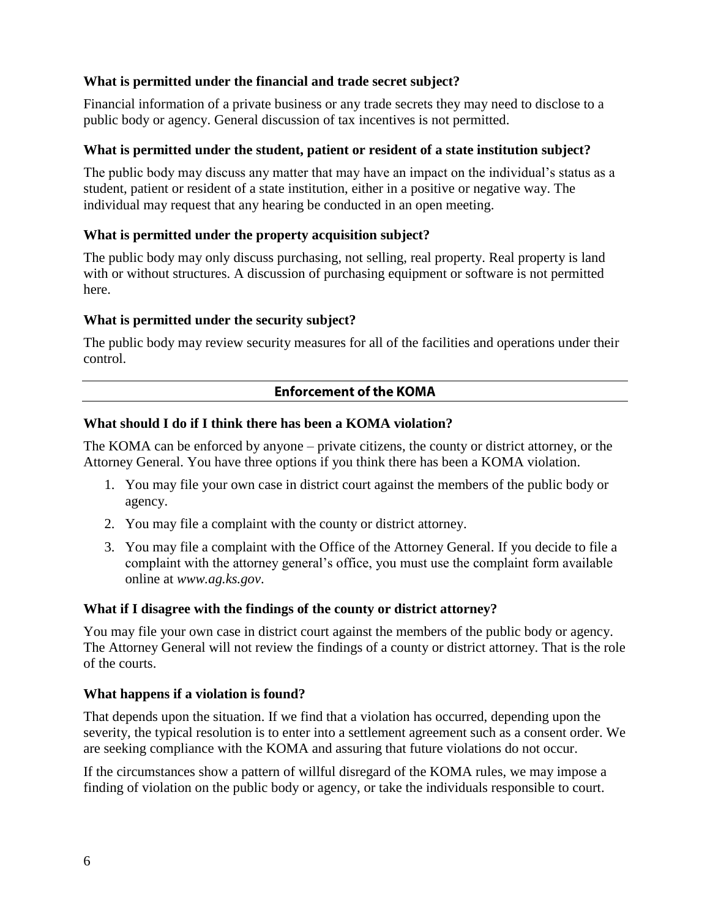### What is permitted under the financial and trade secret subject?

Financial information of a private business or any trade secrets they may need to disclose to a public body or agency. General discussion of tax incentives is not permitted.

### What is permitted under the student, patient or resident of a state institution subject?

The public body may discuss any matter that may have an impact on the individual's status as a student, patient or resident of a state institution, either in a positive or negative way. The individual may request that any hearing be conducted in an open meeting.

### What is permitted under the property acquisition subject?

The public body may only discuss purchasing, not selling, real property. Real property is land with or without structures. A discussion of purchasing equipment or software is not permitted here.

### What is permitted under the security subject?

The public body may review security measures for all of the facilities and operations under their control.

## Enforcement of the KOMA

### What should I do if I think there has been a KOMA violation?

The KOMA can be enforced by anyone – private citizens, the county or district attorney, or the Attorney General. You have three options if you think there has been a KOMA violation.

1. You may file your own case in district court against the members of the public body or agency.
2. You may file a complaint with the county or district attorney.
3. You may file a complaint with the Office of the Attorney General. If you decide to file a complaint with the attorney general's office, you must use the complaint form available online at *www.ag.ks.gov*.

### What if I disagree with the findings of the county or district attorney?

You may file your own case in district court against the members of the public body or agency. The Attorney General will not review the findings of a county or district attorney. That is the role of the courts.

### What happens if a violation is found?

That depends upon the situation. If we find that a violation has occurred, depending upon the severity, the typical resolution is to enter into a settlement agreement such as a consent order. We are seeking compliance with the KOMA and assuring that future violations do not occur.

If the circumstances show a pattern of willful disregard of the KOMA rules, we may impose a finding of violation on the public body or agency, or take the individuals responsible to court.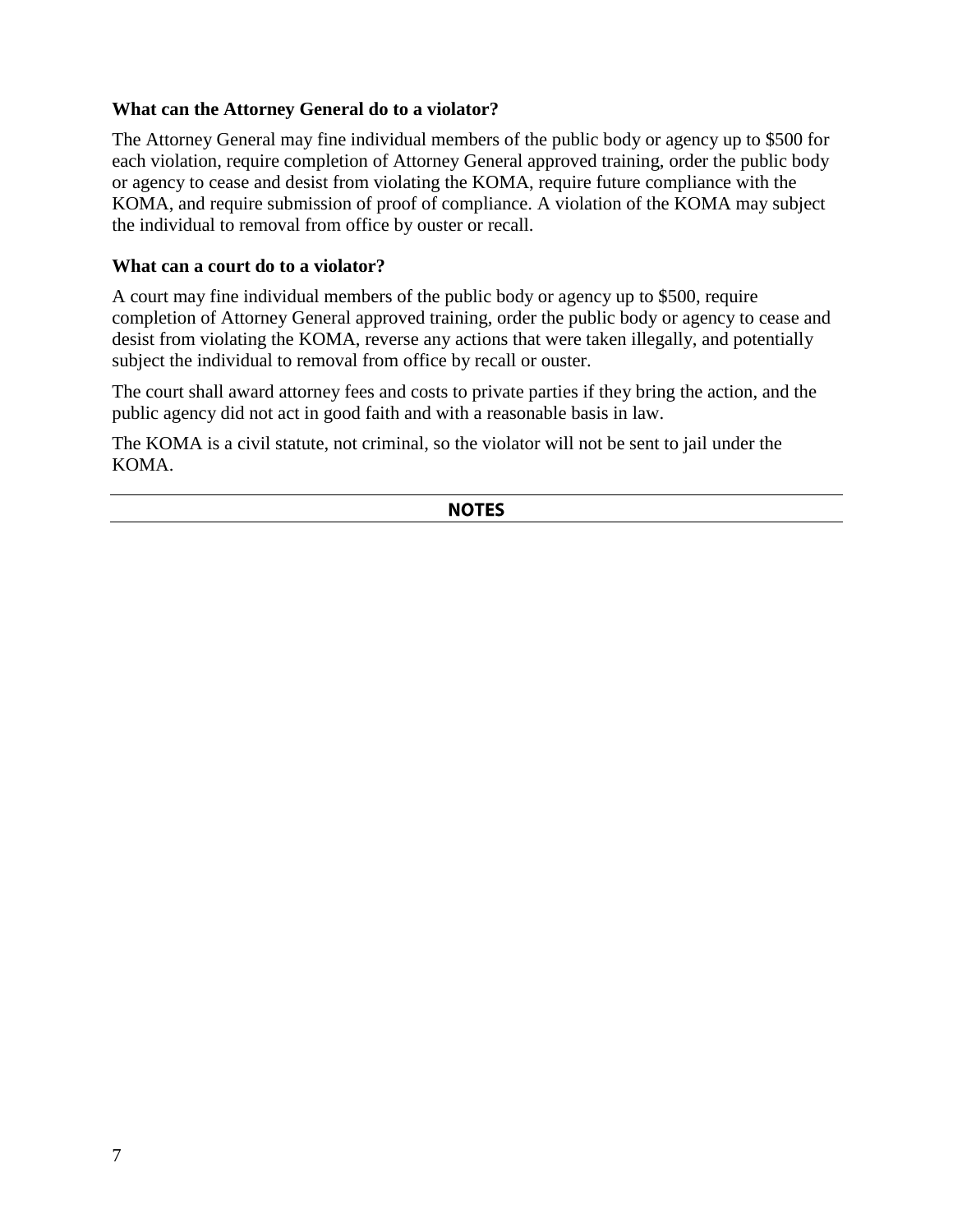### What can the Attorney General do to a violator?

The Attorney General may fine individual members of the public body or agency up to $500 for each violation, require completion of Attorney General approved training, order the public body or agency to cease and desist from violating the KOMA, require future compliance with the KOMA, and require submission of proof of compliance. A violation of the KOMA may subject the individual to removal from office by ouster or recall.

### What can a court do to a violator?

A court may fine individual members of the public body or agency up to $500, require completion of Attorney General approved training, order the public body or agency to cease and desist from violating the KOMA, reverse any actions that were taken illegally, and potentially subject the individual to removal from office by recall or ouster.

The court shall award attorney fees and costs to private parties if they bring the action, and the public agency did not act in good faith and with a reasonable basis in law.

The KOMA is a civil statute, not criminal, so the violator will not be sent to jail under the KOMA.

---

**NOTES**

---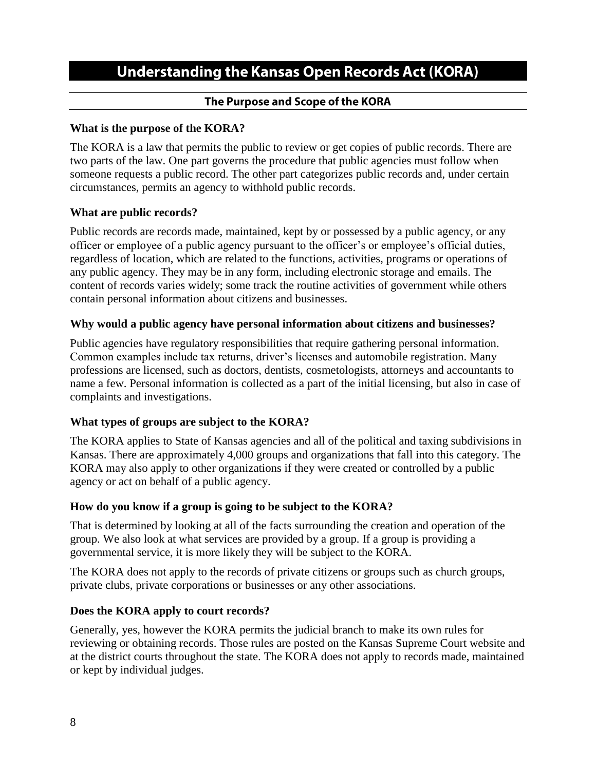# Understanding the Kansas Open Records Act (KORA)

## The Purpose and Scope of the KORA

**What is the purpose of the KORA?**

The KORA is a law that permits the public to review or get copies of public records. There are two parts of the law. One part governs the procedure that public agencies must follow when someone requests a public record. The other part categorizes public records and, under certain circumstances, permits an agency to withhold public records.

**What are public records?**

Public records are records made, maintained, kept by or possessed by a public agency, or any officer or employee of a public agency pursuant to the officer's or employee's official duties, regardless of location, which are related to the functions, activities, programs or operations of any public agency. They may be in any form, including electronic storage and emails. The content of records varies widely; some track the routine activities of government while others contain personal information about citizens and businesses.

**Why would a public agency have personal information about citizens and businesses?**

Public agencies have regulatory responsibilities that require gathering personal information. Common examples include tax returns, driver's licenses and automobile registration. Many professions are licensed, such as doctors, dentists, cosmetologists, attorneys and accountants to name a few. Personal information is collected as a part of the initial licensing, but also in case of complaints and investigations.

**What types of groups are subject to the KORA?**

The KORA applies to State of Kansas agencies and all of the political and taxing subdivisions in Kansas. There are approximately 4,000 groups and organizations that fall into this category. The KORA may also apply to other organizations if they were created or controlled by a public agency or act on behalf of a public agency.

**How do you know if a group is going to be subject to the KORA?**

That is determined by looking at all of the facts surrounding the creation and operation of the group. We also look at what services are provided by a group. If a group is providing a governmental service, it is more likely they will be subject to the KORA.

The KORA does not apply to the records of private citizens or groups such as church groups, private clubs, private corporations or businesses or any other associations.

**Does the KORA apply to court records?**

Generally, yes, however the KORA permits the judicial branch to make its own rules for reviewing or obtaining records. Those rules are posted on the Kansas Supreme Court website and at the district courts throughout the state. The KORA does not apply to records made, maintained or kept by individual judges.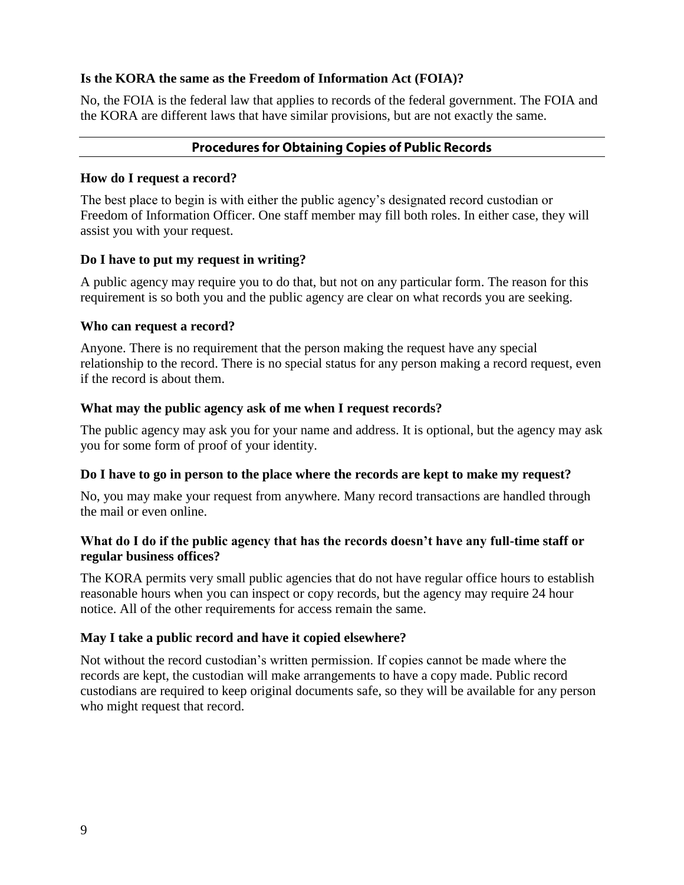**Is the KORA the same as the Freedom of Information Act (FOIA)?**

No, the FOIA is the federal law that applies to records of the federal government. The FOIA and the KORA are different laws that have similar provisions, but are not exactly the same.

## Procedures for Obtaining Copies of Public Records

**How do I request a record?**

The best place to begin is with either the public agency's designated record custodian or Freedom of Information Officer. One staff member may fill both roles. In either case, they will assist you with your request.

**Do I have to put my request in writing?**

A public agency may require you to do that, but not on any particular form. The reason for this requirement is so both you and the public agency are clear on what records you are seeking.

**Who can request a record?**

Anyone. There is no requirement that the person making the request have any special relationship to the record. There is no special status for any person making a record request, even if the record is about them.

**What may the public agency ask of me when I request records?**

The public agency may ask you for your name and address. It is optional, but the agency may ask you for some form of proof of your identity.

**Do I have to go in person to the place where the records are kept to make my request?**

No, you may make your request from anywhere. Many record transactions are handled through the mail or even online.

**What do I do if the public agency that has the records doesn't have any full-time staff or regular business offices?**

The KORA permits very small public agencies that do not have regular office hours to establish reasonable hours when you can inspect or copy records, but the agency may require 24 hour notice. All of the other requirements for access remain the same.

**May I take a public record and have it copied elsewhere?**

Not without the record custodian's written permission. If copies cannot be made where the records are kept, the custodian will make arrangements to have a copy made. Public record custodians are required to keep original documents safe, so they will be available for any person who might request that record.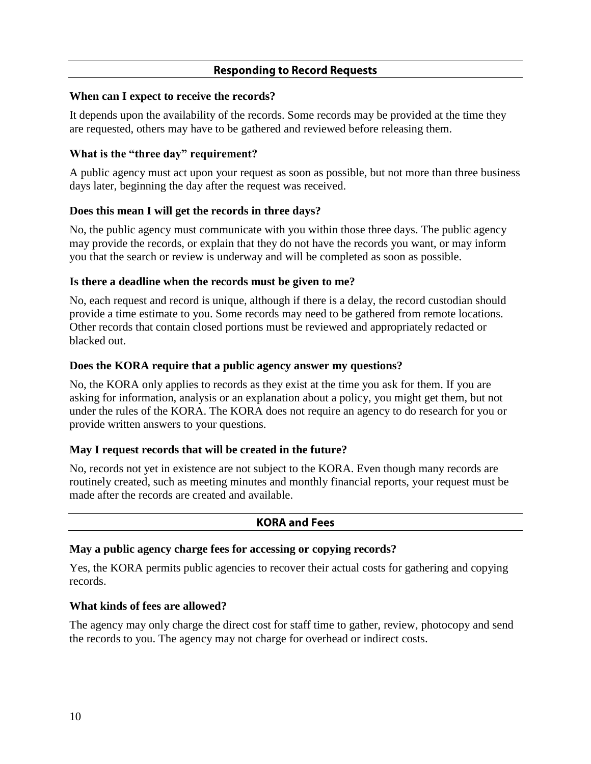## Responding to Record Requests

**When can I expect to receive the records?**

It depends upon the availability of the records. Some records may be provided at the time they are requested, others may have to be gathered and reviewed before releasing them.

**What is the "three day" requirement?**

A public agency must act upon your request as soon as possible, but not more than three business days later, beginning the day after the request was received.

**Does this mean I will get the records in three days?**

No, the public agency must communicate with you within those three days. The public agency may provide the records, or explain that they do not have the records you want, or may inform you that the search or review is underway and will be completed as soon as possible.

**Is there a deadline when the records must be given to me?**

No, each request and record is unique, although if there is a delay, the record custodian should provide a time estimate to you. Some records may need to be gathered from remote locations. Other records that contain closed portions must be reviewed and appropriately redacted or blacked out.

**Does the KORA require that a public agency answer my questions?**

No, the KORA only applies to records as they exist at the time you ask for them. If you are asking for information, analysis or an explanation about a policy, you might get them, but not under the rules of the KORA. The KORA does not require an agency to do research for you or provide written answers to your questions.

**May I request records that will be created in the future?**

No, records not yet in existence are not subject to the KORA. Even though many records are routinely created, such as meeting minutes and monthly financial reports, your request must be made after the records are created and available.

## KORA and Fees

**May a public agency charge fees for accessing or copying records?**

Yes, the KORA permits public agencies to recover their actual costs for gathering and copying records.

**What kinds of fees are allowed?**

The agency may only charge the direct cost for staff time to gather, review, photocopy and send the records to you. The agency may not charge for overhead or indirect costs.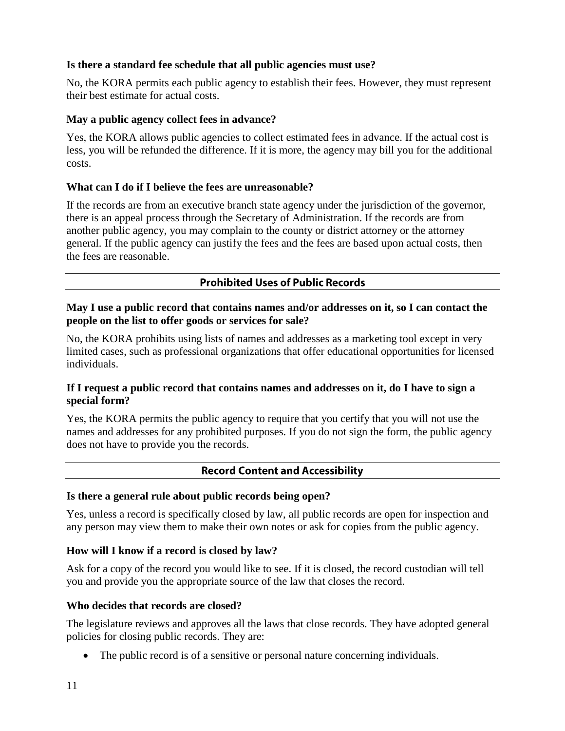**Is there a standard fee schedule that all public agencies must use?**

No, the KORA permits each public agency to establish their fees. However, they must represent their best estimate for actual costs.

**May a public agency collect fees in advance?**

Yes, the KORA allows public agencies to collect estimated fees in advance. If the actual cost is less, you will be refunded the difference. If it is more, the agency may bill you for the additional costs.

**What can I do if I believe the fees are unreasonable?**

If the records are from an executive branch state agency under the jurisdiction of the governor, there is an appeal process through the Secretary of Administration. If the records are from another public agency, you may complain to the county or district attorney or the attorney general. If the public agency can justify the fees and the fees are based upon actual costs, then the fees are reasonable.

## Prohibited Uses of Public Records

**May I use a public record that contains names and/or addresses on it, so I can contact the people on the list to offer goods or services for sale?**

No, the KORA prohibits using lists of names and addresses as a marketing tool except in very limited cases, such as professional organizations that offer educational opportunities for licensed individuals.

**If I request a public record that contains names and addresses on it, do I have to sign a special form?**

Yes, the KORA permits the public agency to require that you certify that you will not use the names and addresses for any prohibited purposes. If you do not sign the form, the public agency does not have to provide you the records.

## Record Content and Accessibility

**Is there a general rule about public records being open?**

Yes, unless a record is specifically closed by law, all public records are open for inspection and any person may view them to make their own notes or ask for copies from the public agency.

**How will I know if a record is closed by law?**

Ask for a copy of the record you would like to see. If it is closed, the record custodian will tell you and provide you the appropriate source of the law that closes the record.

**Who decides that records are closed?**

The legislature reviews and approves all the laws that close records. They have adopted general policies for closing public records. They are:

- The public record is of a sensitive or personal nature concerning individuals.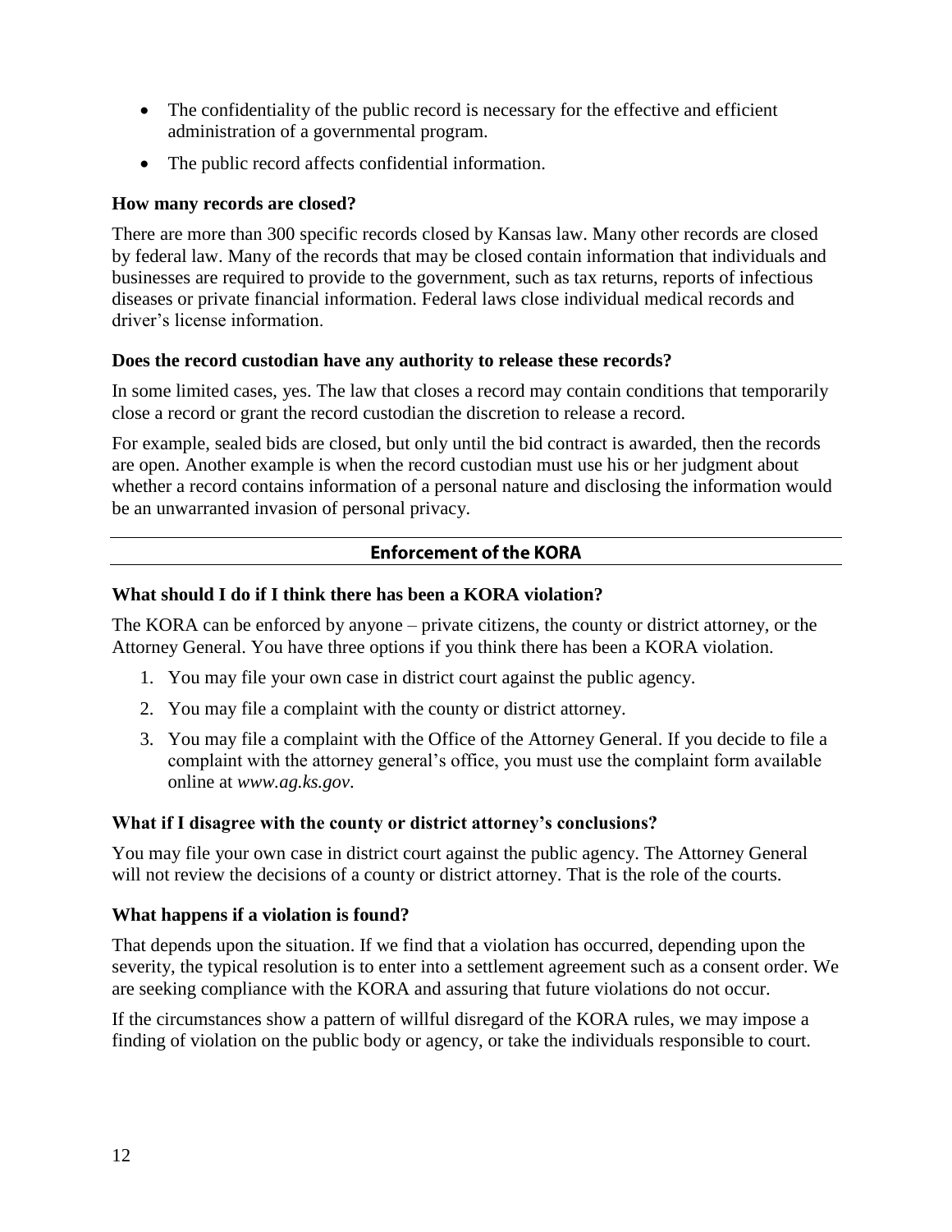- The confidentiality of the public record is necessary for the effective and efficient administration of a governmental program.
- The public record affects confidential information.

**How many records are closed?**

There are more than 300 specific records closed by Kansas law. Many other records are closed by federal law. Many of the records that may be closed contain information that individuals and businesses are required to provide to the government, such as tax returns, reports of infectious diseases or private financial information. Federal laws close individual medical records and driver's license information.

**Does the record custodian have any authority to release these records?**

In some limited cases, yes. The law that closes a record may contain conditions that temporarily close a record or grant the record custodian the discretion to release a record.

For example, sealed bids are closed, but only until the bid contract is awarded, then the records are open. Another example is when the record custodian must use his or her judgment about whether a record contains information of a personal nature and disclosing the information would be an unwarranted invasion of personal privacy.

## Enforcement of the KORA

**What should I do if I think there has been a KORA violation?**

The KORA can be enforced by anyone – private citizens, the county or district attorney, or the Attorney General. You have three options if you think there has been a KORA violation.

1. You may file your own case in district court against the public agency.
2. You may file a complaint with the county or district attorney.
3. You may file a complaint with the Office of the Attorney General. If you decide to file a complaint with the attorney general's office, you must use the complaint form available online at *www.ag.ks.gov*.

**What if I disagree with the county or district attorney's conclusions?**

You may file your own case in district court against the public agency. The Attorney General will not review the decisions of a county or district attorney. That is the role of the courts.

**What happens if a violation is found?**

That depends upon the situation. If we find that a violation has occurred, depending upon the severity, the typical resolution is to enter into a settlement agreement such as a consent order. We are seeking compliance with the KORA and assuring that future violations do not occur.

If the circumstances show a pattern of willful disregard of the KORA rules, we may impose a finding of violation on the public body or agency, or take the individuals responsible to court.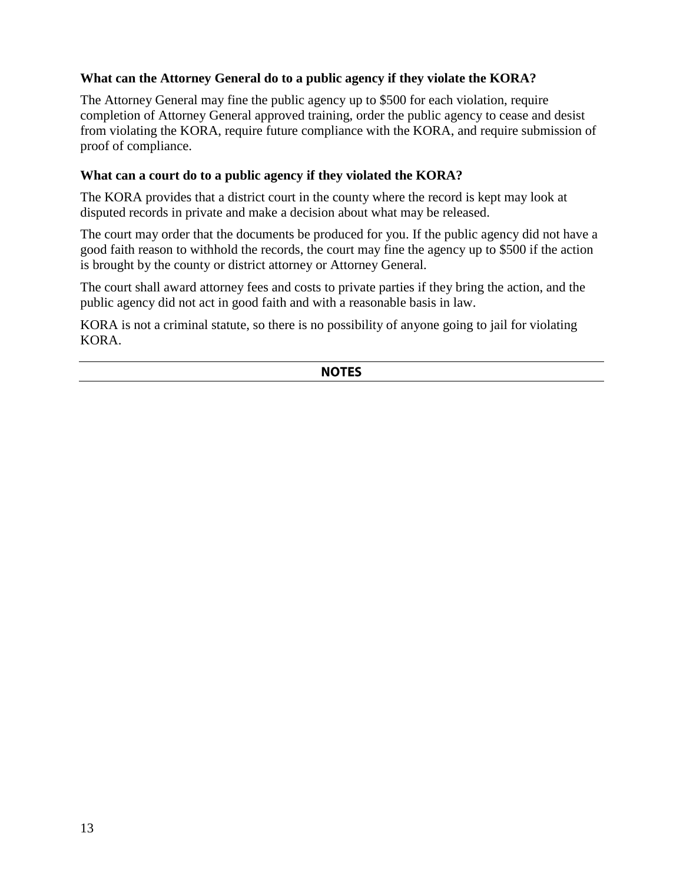### What can the Attorney General do to a public agency if they violate the KORA?

The Attorney General may fine the public agency up to $500 for each violation, require completion of Attorney General approved training, order the public agency to cease and desist from violating the KORA, require future compliance with the KORA, and require submission of proof of compliance.

### What can a court do to a public agency if they violated the KORA?

The KORA provides that a district court in the county where the record is kept may look at disputed records in private and make a decision about what may be released.

The court may order that the documents be produced for you. If the public agency did not have a good faith reason to withhold the records, the court may fine the agency up to $500 if the action is brought by the county or district attorney or Attorney General.

The court shall award attorney fees and costs to private parties if they bring the action, and the public agency did not act in good faith and with a reasonable basis in law.

KORA is not a criminal statute, so there is no possibility of anyone going to jail for violating KORA.

---

**NOTES**

---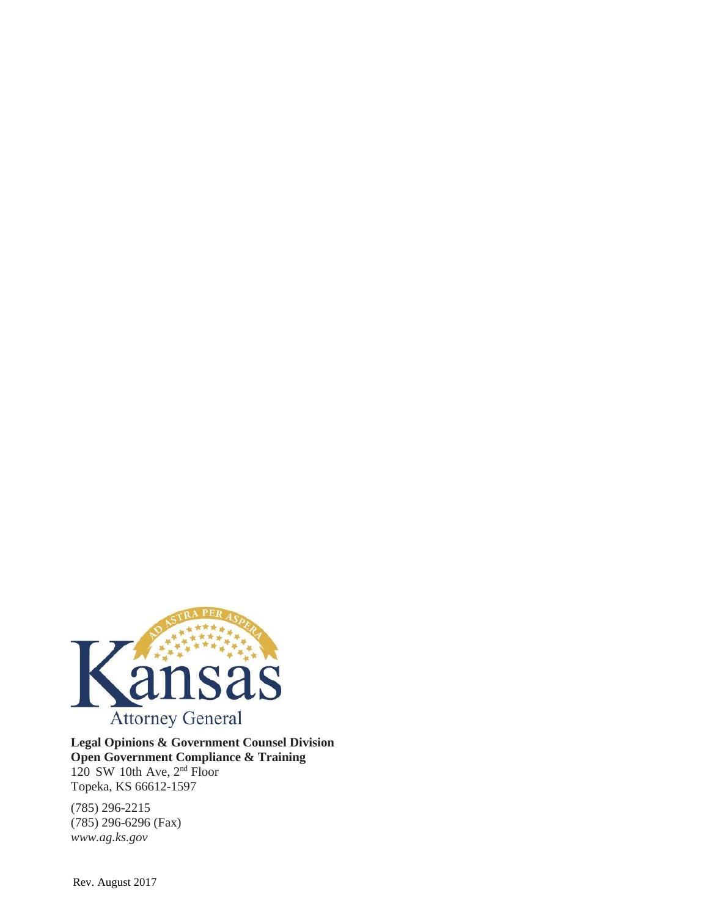Kansas

Attorney General

**Legal Opinions & Government Counsel Division**
**Open Government Compliance & Training**
120 SW 10th Ave, 2nd Floor
Topeka, KS 66612-1597

(785) 296-2215
(785) 296-6296 (Fax)
*www.ag.ks.gov*

Rev. August 2017